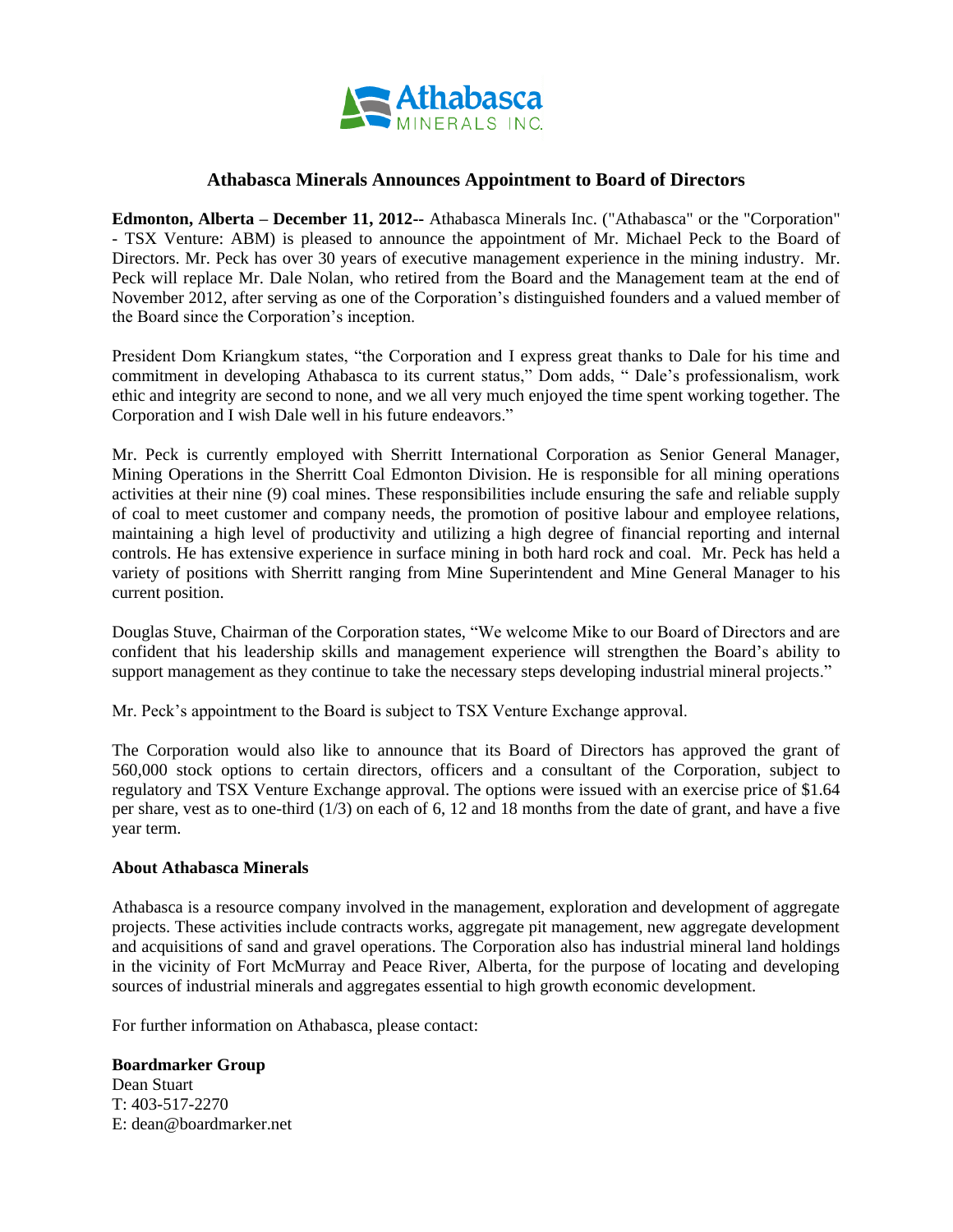# Athabasca Minerals Announces Appointment to Board of Directors

**Edmonton, Alberta – December 11, 2012--** Athabasca Minerals Inc. ("Athabasca" or the "Corporation" - TSX Venture: ABM) is pleased to announce the appointment of Mr. Michael Peck to the Board of Directors. Mr. Peck has over 30 years of executive management experience in the mining industry. Mr. Peck will replace Mr. Dale Nolan, who retired from the Board and the Management team at the end of November 2012, after serving as one of the Corporation's distinguished founders and a valued member of the Board since the Corporation's inception.

President Dom Kriangkum states, "the Corporation and I express great thanks to Dale for his time and commitment in developing Athabasca to its current status," Dom adds, " Dale's professionalism, work ethic and integrity are second to none, and we all very much enjoyed the time spent working together. The Corporation and I wish Dale well in his future endeavors."

Mr. Peck is currently employed with Sherritt International Corporation as Senior General Manager, Mining Operations in the Sherritt Coal Edmonton Division. He is responsible for all mining operations activities at their nine (9) coal mines. These responsibilities include ensuring the safe and reliable supply of coal to meet customer and company needs, the promotion of positive labour and employee relations, maintaining a high level of productivity and utilizing a high degree of financial reporting and internal controls. He has extensive experience in surface mining in both hard rock and coal. Mr. Peck has held a variety of positions with Sherritt ranging from Mine Superintendent and Mine General Manager to his current position.

Douglas Stuve, Chairman of the Corporation states, "We welcome Mike to our Board of Directors and are confident that his leadership skills and management experience will strengthen the Board's ability to support management as they continue to take the necessary steps developing industrial mineral projects."

Mr. Peck's appointment to the Board is subject to TSX Venture Exchange approval.

The Corporation would also like to announce that its Board of Directors has approved the grant of 560,000 stock options to certain directors, officers and a consultant of the Corporation, subject to regulatory and TSX Venture Exchange approval. The options were issued with an exercise price of $1.64 per share, vest as to one-third (1/3) on each of 6, 12 and 18 months from the date of grant, and have a five year term.

**About Athabasca Minerals**

Athabasca is a resource company involved in the management, exploration and development of aggregate projects. These activities include contracts works, aggregate pit management, new aggregate development and acquisitions of sand and gravel operations. The Corporation also has industrial mineral land holdings in the vicinity of Fort McMurray and Peace River, Alberta, for the purpose of locating and developing sources of industrial minerals and aggregates essential to high growth economic development.

For further information on Athabasca, please contact:

**Boardmarker Group**
Dean Stuart
T: 403-517-2270
E: dean@boardmarker.net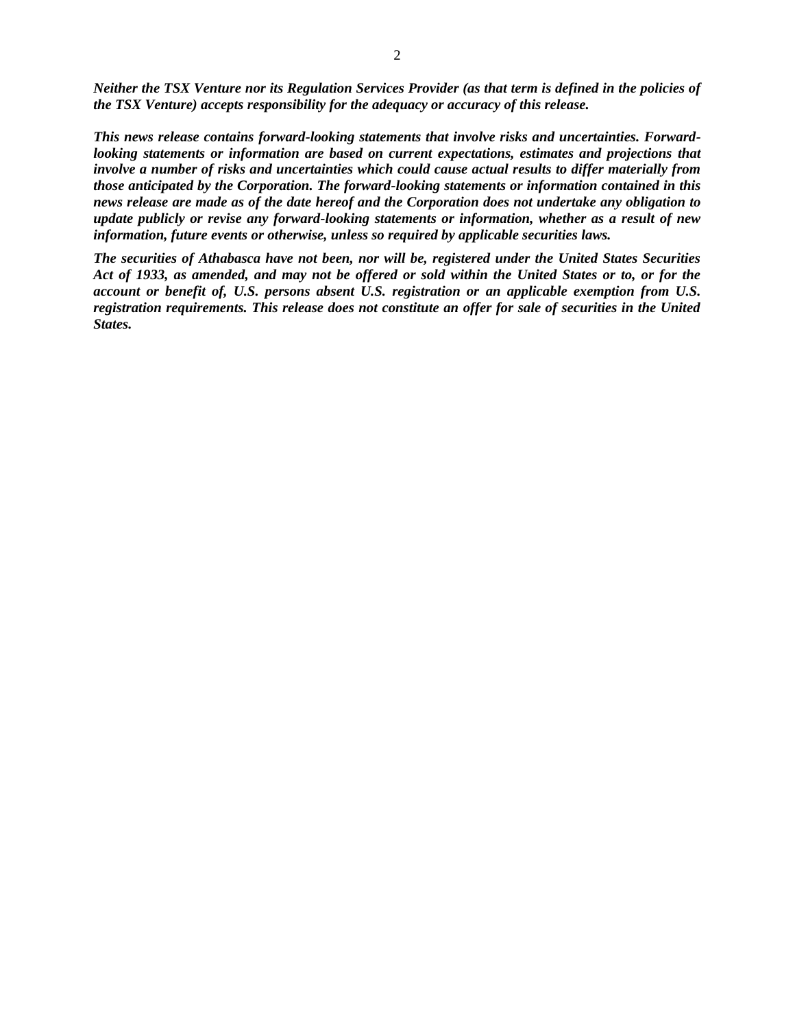***Neither the TSX Venture nor its Regulation Services Provider (as that term is defined in the policies of the TSX Venture) accepts responsibility for the adequacy or accuracy of this release.***

***This news release contains forward-looking statements that involve risks and uncertainties. Forward-looking statements or information are based on current expectations, estimates and projections that involve a number of risks and uncertainties which could cause actual results to differ materially from those anticipated by the Corporation. The forward-looking statements or information contained in this news release are made as of the date hereof and the Corporation does not undertake any obligation to update publicly or revise any forward-looking statements or information, whether as a result of new information, future events or otherwise, unless so required by applicable securities laws.***

***The securities of Athabasca have not been, nor will be, registered under the United States Securities Act of 1933, as amended, and may not be offered or sold within the United States or to, or for the account or benefit of, U.S. persons absent U.S. registration or an applicable exemption from U.S. registration requirements. This release does not constitute an offer for sale of securities in the United States.***